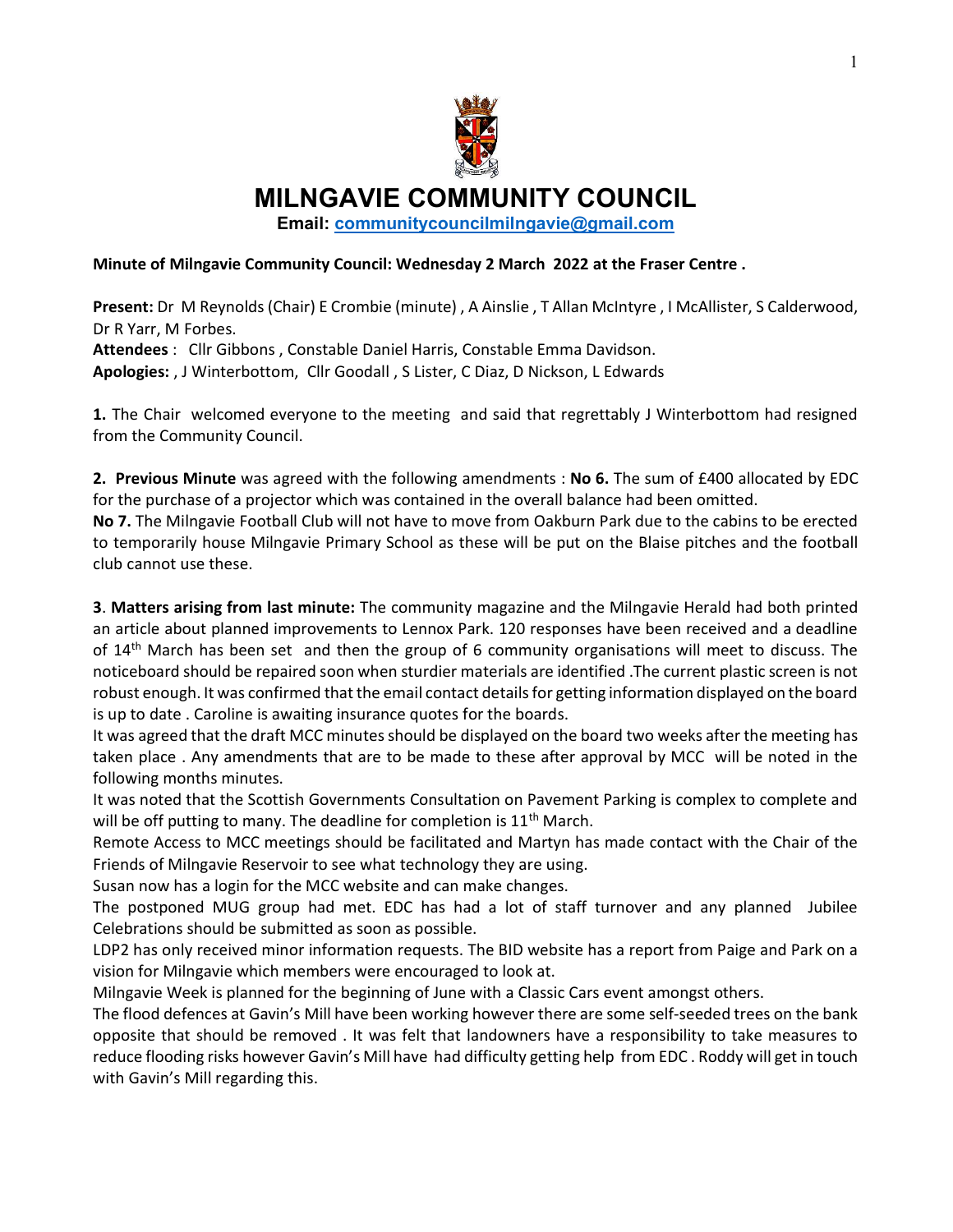# MILNGAVIE COMMUNITY COUNCIL

**Email: communitycouncilmilngavie@gmail.com**

**Minute of Milngavie Community Council: Wednesday 2 March 2022 at the Fraser Centre .**

**Present:** Dr M Reynolds (Chair) E Crombie (minute) , A Ainslie , T Allan McIntyre , I McAllister, S Calderwood, Dr R Yarr, M Forbes.
**Attendees** : Cllr Gibbons , Constable Daniel Harris, Constable Emma Davidson.
**Apologies:** , J Winterbottom, Cllr Goodall , S Lister, C Diaz, D Nickson, L Edwards

**1.** The Chair welcomed everyone to the meeting and said that regrettably J Winterbottom had resigned from the Community Council.

**2. Previous Minute** was agreed with the following amendments : **No 6.** The sum of £400 allocated by EDC for the purchase of a projector which was contained in the overall balance had been omitted.
**No 7.** The Milngavie Football Club will not have to move from Oakburn Park due to the cabins to be erected to temporarily house Milngavie Primary School as these will be put on the Blaise pitches and the football club cannot use these.

**3**. **Matters arising from last minute:** The community magazine and the Milngavie Herald had both printed an article about planned improvements to Lennox Park. 120 responses have been received and a deadline of 14th March has been set and then the group of 6 community organisations will meet to discuss. The noticeboard should be repaired soon when sturdier materials are identified .The current plastic screen is not robust enough. It was confirmed that the email contact details for getting information displayed on the board is up to date . Caroline is awaiting insurance quotes for the boards.
It was agreed that the draft MCC minutes should be displayed on the board two weeks after the meeting has taken place . Any amendments that are to be made to these after approval by MCC will be noted in the following months minutes.
It was noted that the Scottish Governments Consultation on Pavement Parking is complex to complete and will be off putting to many. The deadline for completion is 11th March.
Remote Access to MCC meetings should be facilitated and Martyn has made contact with the Chair of the Friends of Milngavie Reservoir to see what technology they are using.
Susan now has a login for the MCC website and can make changes.
The postponed MUG group had met. EDC has had a lot of staff turnover and any planned Jubilee Celebrations should be submitted as soon as possible.
LDP2 has only received minor information requests. The BID website has a report from Paige and Park on a vision for Milngavie which members were encouraged to look at.
Milngavie Week is planned for the beginning of June with a Classic Cars event amongst others.
The flood defences at Gavin's Mill have been working however there are some self-seeded trees on the bank opposite that should be removed . It was felt that landowners have a responsibility to take measures to reduce flooding risks however Gavin's Mill have had difficulty getting help from EDC . Roddy will get in touch with Gavin's Mill regarding this.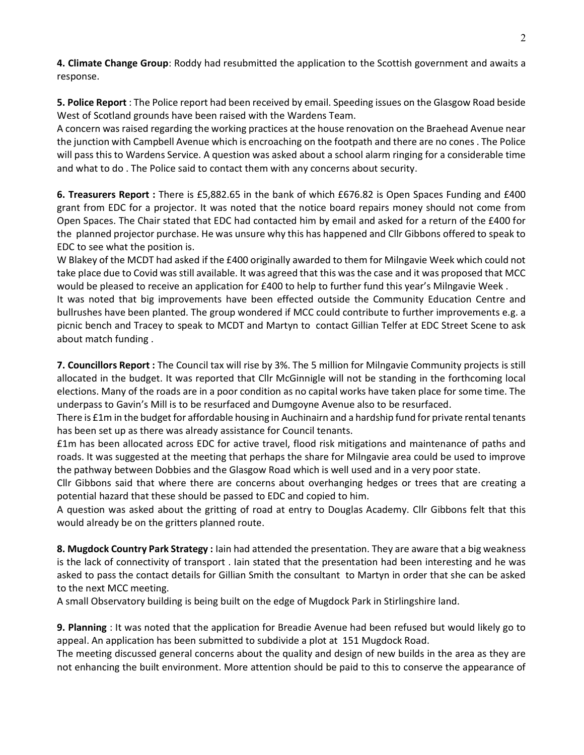**4. Climate Change Group**: Roddy had resubmitted the application to the Scottish government and awaits a response.

**5. Police Report** : The Police report had been received by email. Speeding issues on the Glasgow Road beside West of Scotland grounds have been raised with the Wardens Team.
A concern was raised regarding the working practices at the house renovation on the Braehead Avenue near the junction with Campbell Avenue which is encroaching on the footpath and there are no cones . The Police will pass this to Wardens Service. A question was asked about a school alarm ringing for a considerable time and what to do . The Police said to contact them with any concerns about security.

**6. Treasurers Report :** There is £5,882.65 in the bank of which £676.82 is Open Spaces Funding and £400 grant from EDC for a projector. It was noted that the notice board repairs money should not come from Open Spaces. The Chair stated that EDC had contacted him by email and asked for a return of the £400 for the planned projector purchase. He was unsure why this has happened and Cllr Gibbons offered to speak to EDC to see what the position is.
W Blakey of the MCDT had asked if the £400 originally awarded to them for Milngavie Week which could not take place due to Covid was still available. It was agreed that this was the case and it was proposed that MCC would be pleased to receive an application for £400 to help to further fund this year's Milngavie Week .
It was noted that big improvements have been effected outside the Community Education Centre and bullrushes have been planted. The group wondered if MCC could contribute to further improvements e.g. a picnic bench and Tracey to speak to MCDT and Martyn to contact Gillian Telfer at EDC Street Scene to ask about match funding .

**7. Councillors Report :** The Council tax will rise by 3%. The 5 million for Milngavie Community projects is still allocated in the budget. It was reported that Cllr McGinnigle will not be standing in the forthcoming local elections. Many of the roads are in a poor condition as no capital works have taken place for some time. The underpass to Gavin's Mill is to be resurfaced and Dumgoyne Avenue also to be resurfaced.
There is £1m in the budget for affordable housing in Auchinairn and a hardship fund for private rental tenants has been set up as there was already assistance for Council tenants.
£1m has been allocated across EDC for active travel, flood risk mitigations and maintenance of paths and roads. It was suggested at the meeting that perhaps the share for Milngavie area could be used to improve the pathway between Dobbies and the Glasgow Road which is well used and in a very poor state.
Cllr Gibbons said that where there are concerns about overhanging hedges or trees that are creating a potential hazard that these should be passed to EDC and copied to him.
A question was asked about the gritting of road at entry to Douglas Academy. Cllr Gibbons felt that this would already be on the gritters planned route.

**8. Mugdock Country Park Strategy :** Iain had attended the presentation. They are aware that a big weakness is the lack of connectivity of transport . Iain stated that the presentation had been interesting and he was asked to pass the contact details for Gillian Smith the consultant to Martyn in order that she can be asked to the next MCC meeting.
A small Observatory building is being built on the edge of Mugdock Park in Stirlingshire land.

**9. Planning** : It was noted that the application for Breadie Avenue had been refused but would likely go to appeal. An application has been submitted to subdivide a plot at 151 Mugdock Road.
The meeting discussed general concerns about the quality and design of new builds in the area as they are not enhancing the built environment. More attention should be paid to this to conserve the appearance of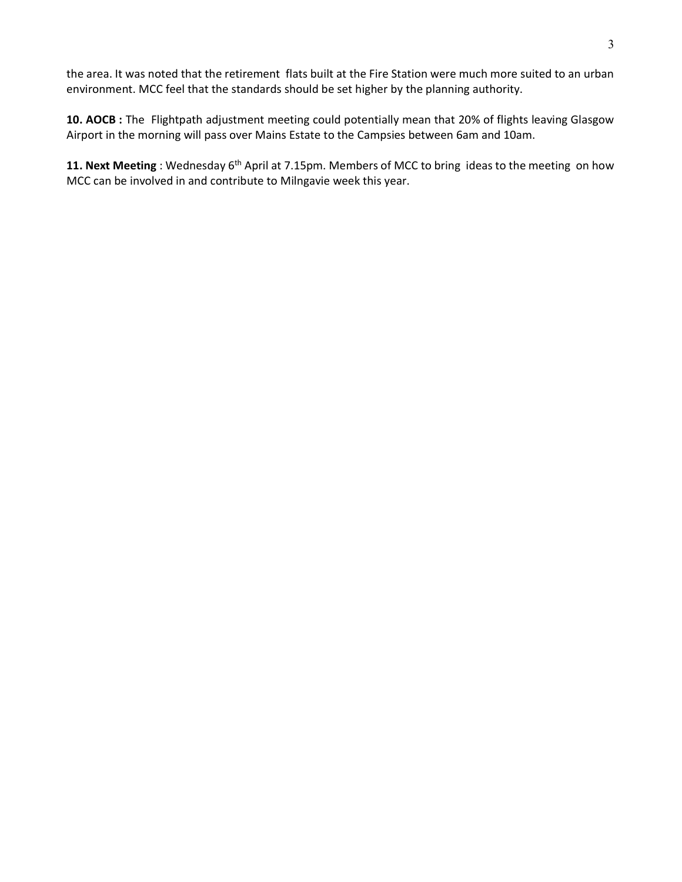the area. It was noted that the retirement flats built at the Fire Station were much more suited to an urban environment. MCC feel that the standards should be set higher by the planning authority.

**10. AOCB :** The Flightpath adjustment meeting could potentially mean that 20% of flights leaving Glasgow Airport in the morning will pass over Mains Estate to the Campsies between 6am and 10am.

**11. Next Meeting** : Wednesday 6th April at 7.15pm. Members of MCC to bring ideas to the meeting on how MCC can be involved in and contribute to Milngavie week this year.